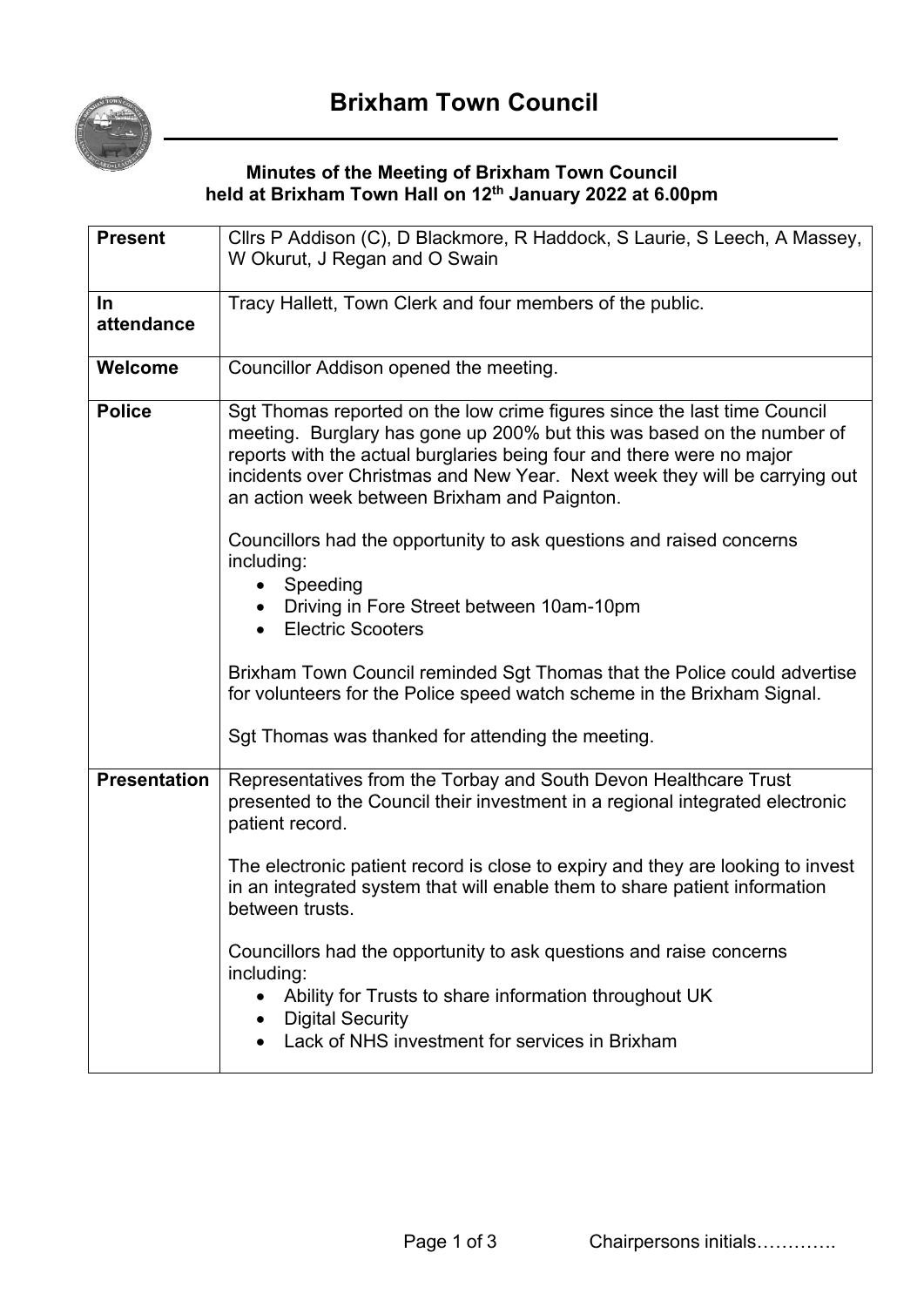# Brixham Town Council

**Minutes of the Meeting of Brixham Town Council held at Brixham Town Hall on 12th January 2022 at 6.00pm**

| | |
|---|---|
| **Present** | Cllrs P Addison (C), D Blackmore, R Haddock, S Laurie, S Leech, A Massey, W Okurut, J Regan and O Swain |
| **In attendance** | Tracy Hallett, Town Clerk and four members of the public. |
| **Welcome** | Councillor Addison opened the meeting. |
| **Police** | Sgt Thomas reported on the low crime figures since the last time Council meeting. Burglary has gone up 200% but this was based on the number of reports with the actual burglaries being four and there were no major incidents over Christmas and New Year. Next week they will be carrying out an action week between Brixham and Paignton.<br><br>Councillors had the opportunity to ask questions and raised concerns including:<br>• Speeding<br>• Driving in Fore Street between 10am-10pm<br>• Electric Scooters<br><br>Brixham Town Council reminded Sgt Thomas that the Police could advertise for volunteers for the Police speed watch scheme in the Brixham Signal.<br><br>Sgt Thomas was thanked for attending the meeting. |
| **Presentation** | Representatives from the Torbay and South Devon Healthcare Trust presented to the Council their investment in a regional integrated electronic patient record.<br><br>The electronic patient record is close to expiry and they are looking to invest in an integrated system that will enable them to share patient information between trusts.<br><br>Councillors had the opportunity to ask questions and raise concerns including:<br>• Ability for Trusts to share information throughout UK<br>• Digital Security<br>• Lack of NHS investment for services in Brixham |

Chairpersons initials………….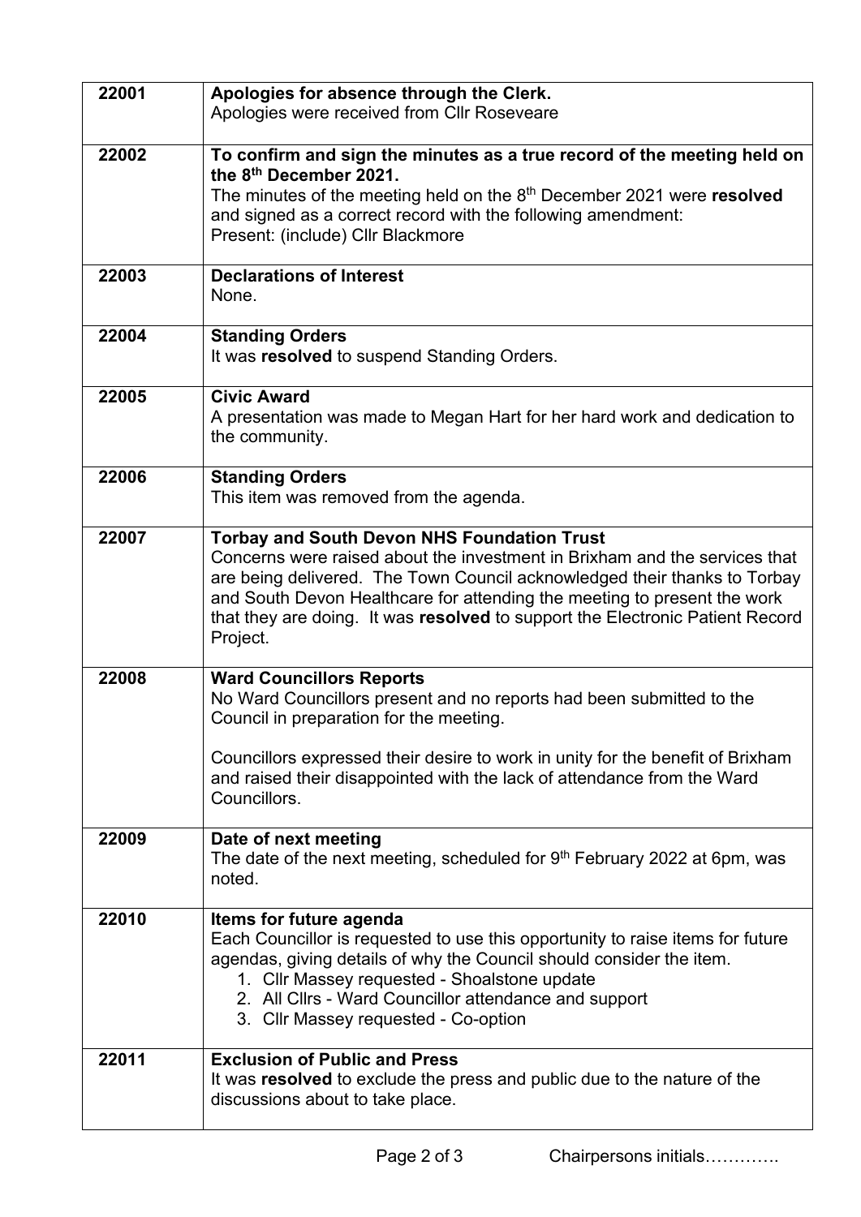| | |
|---|---|
| 22001 | **Apologies for absence through the Clerk.**<br>Apologies were received from Cllr Roseveare |
| 22002 | **To confirm and sign the minutes as a true record of the meeting held on the 8th December 2021.**<br>The minutes of the meeting held on the 8th December 2021 were **resolved** and signed as a correct record with the following amendment:<br>Present: (include) Cllr Blackmore |
| 22003 | **Declarations of Interest**<br>None. |
| 22004 | **Standing Orders**<br>It was **resolved** to suspend Standing Orders. |
| 22005 | **Civic Award**<br>A presentation was made to Megan Hart for her hard work and dedication to the community. |
| 22006 | **Standing Orders**<br>This item was removed from the agenda. |
| 22007 | **Torbay and South Devon NHS Foundation Trust**<br>Concerns were raised about the investment in Brixham and the services that are being delivered. The Town Council acknowledged their thanks to Torbay and South Devon Healthcare for attending the meeting to present the work that they are doing. It was **resolved** to support the Electronic Patient Record Project. |
| 22008 | **Ward Councillors Reports**<br>No Ward Councillors present and no reports had been submitted to the Council in preparation for the meeting.<br><br>Councillors expressed their desire to work in unity for the benefit of Brixham and raised their disappointed with the lack of attendance from the Ward Councillors. |
| 22009 | **Date of next meeting**<br>The date of the next meeting, scheduled for 9th February 2022 at 6pm, was noted. |
| 22010 | **Items for future agenda**<br>Each Councillor is requested to use this opportunity to raise items for future agendas, giving details of why the Council should consider the item.<br>1. Cllr Massey requested - Shoalstone update<br>2. All Cllrs - Ward Councillor attendance and support<br>3. Cllr Massey requested - Co-option |
| 22011 | **Exclusion of Public and Press**<br>It was **resolved** to exclude the press and public due to the nature of the discussions about to take place. |

Chairpersons initials………….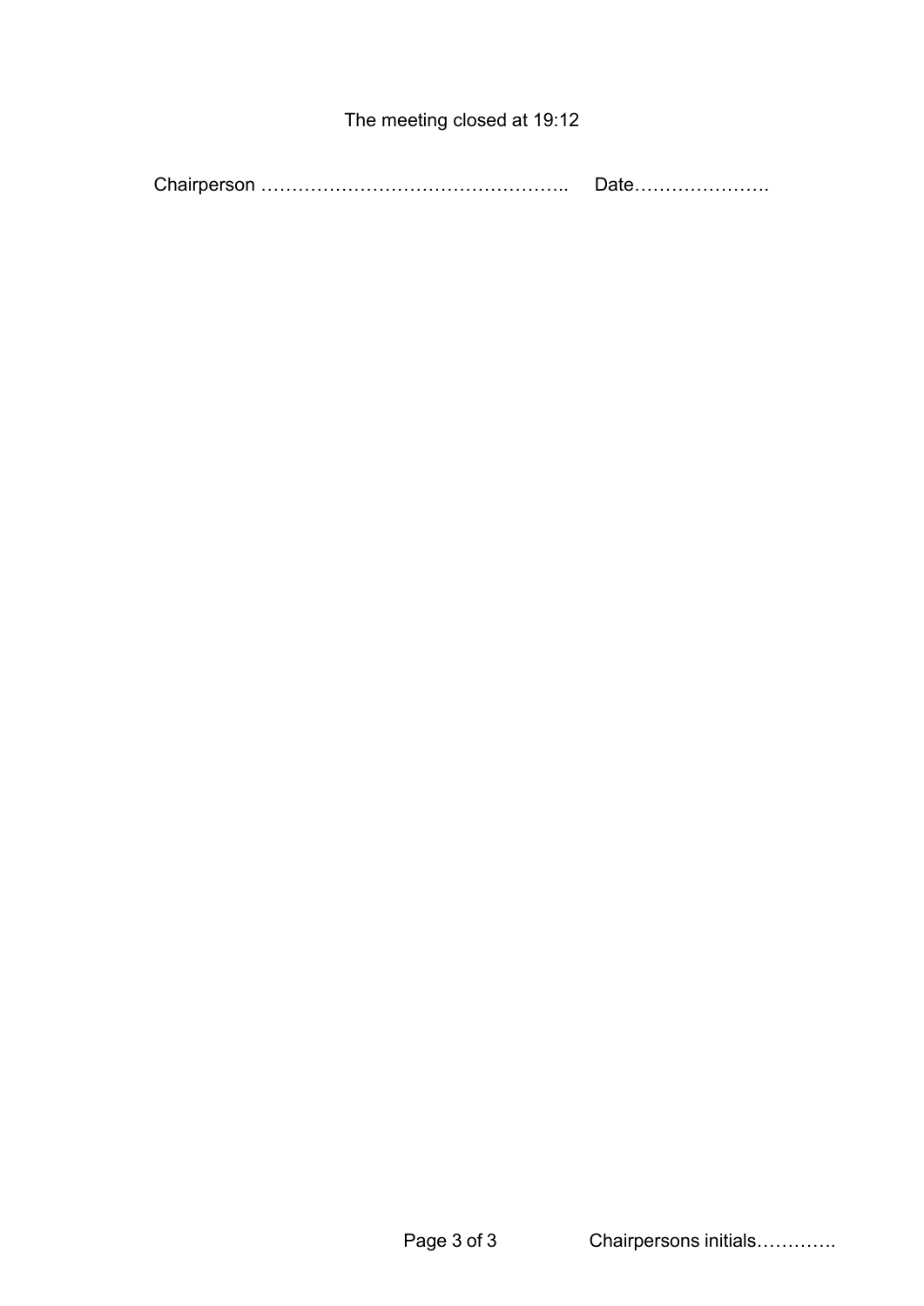The meeting closed at 19:12

Chairperson ………………………………………….. Date………………….

Chairpersons initials………….